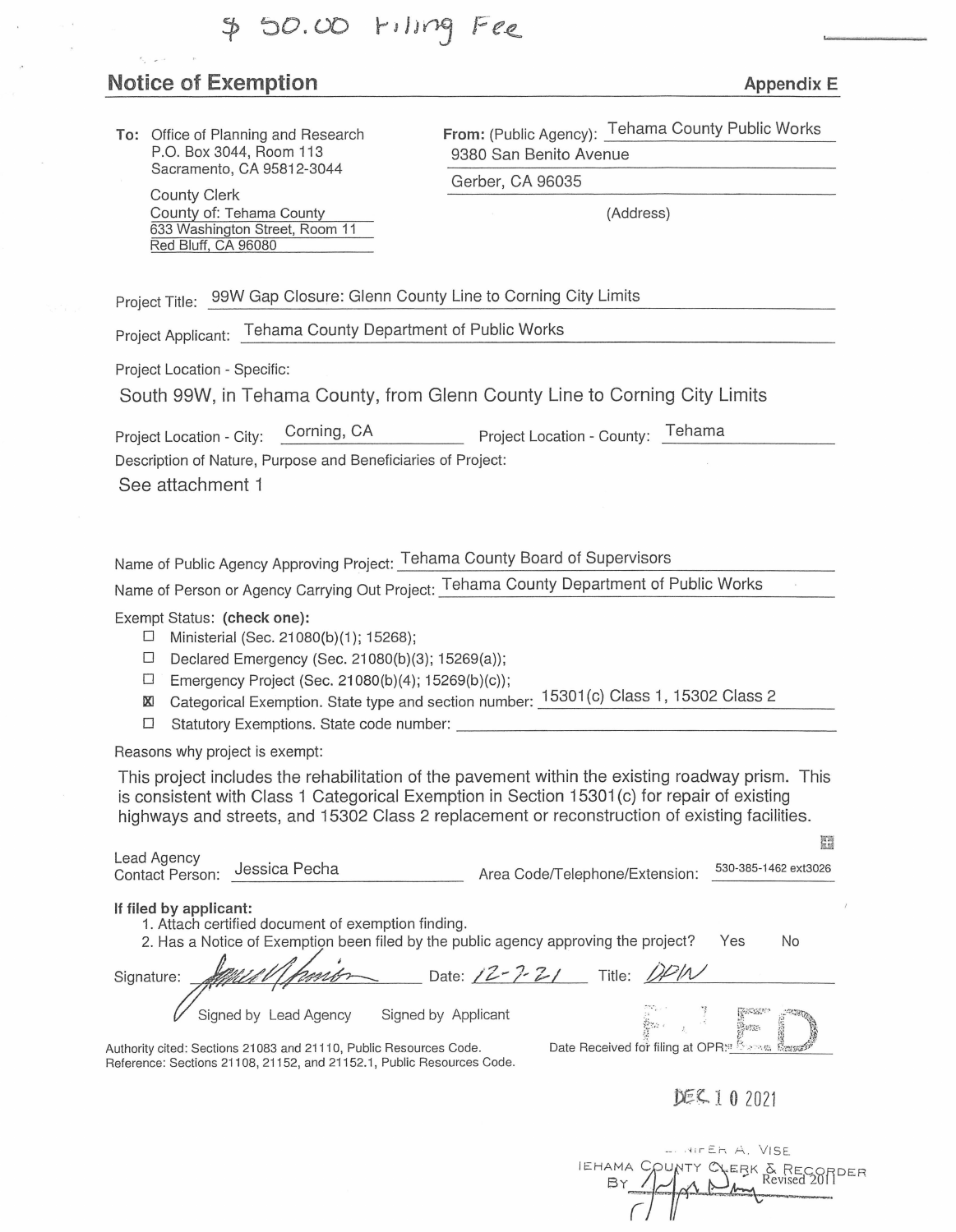$ 50.00 Filing Fee

## Notice of Exemption

**Appendix E**

**To:** Office of Planning and Research
P.O. Box 3044, Room 113
Sacramento, CA 95812-3044

County Clerk
County of: Tehama County
633 Washington Street, Room 11
Red Bluff, CA 96080

**From:** (Public Agency): Tehama County Public Works
9380 San Benito Avenue
Gerber, CA 96035
(Address)

Project Title: 99W Gap Closure: Glenn County Line to Corning City Limits

Project Applicant: Tehama County Department of Public Works

Project Location - Specific:

South 99W, in Tehama County, from Glenn County Line to Corning City Limits

Project Location - City: Corning, CA Project Location - County: Tehama

Description of Nature, Purpose and Beneficiaries of Project:

See attachment 1

Name of Public Agency Approving Project: Tehama County Board of Supervisors

Name of Person or Agency Carrying Out Project: Tehama County Department of Public Works

Exempt Status: **(check one):**

- ☐ Ministerial (Sec. 21080(b)(1); 15268);
- ☐ Declared Emergency (Sec. 21080(b)(3); 15269(a));
- ☐ Emergency Project (Sec. 21080(b)(4); 15269(b)(c));
- ☒ Categorical Exemption. State type and section number: 15301(c) Class 1, 15302 Class 2
- ☐ Statutory Exemptions. State code number:

Reasons why project is exempt:

This project includes the rehabilitation of the pavement within the existing roadway prism. This is consistent with Class 1 Categorical Exemption in Section 15301(c) for repair of existing highways and streets, and 15302 Class 2 replacement or reconstruction of existing facilities.

Lead Agency Contact Person: Jessica Pecha Area Code/Telephone/Extension: 530-385-1462 ext3026

**If filed by applicant:**
1. Attach certified document of exemption finding.
2. Has a Notice of Exemption been filed by the public agency approving the project? Yes No

Signature: [signature] Date: 12-7-21 Title: DPW

☑ Signed by Lead Agency ☐ Signed by Applicant

Date Received for filing at OPR: FILED

Authority cited: Sections 21083 and 21110, Public Resources Code.
Reference: Sections 21108, 21152, and 21152.1, Public Resources Code.

DEC 10 2021

JENNIFER A. VISE
TEHAMA COUNTY CLERK & RECORDER
BY [signature]

Revised 2011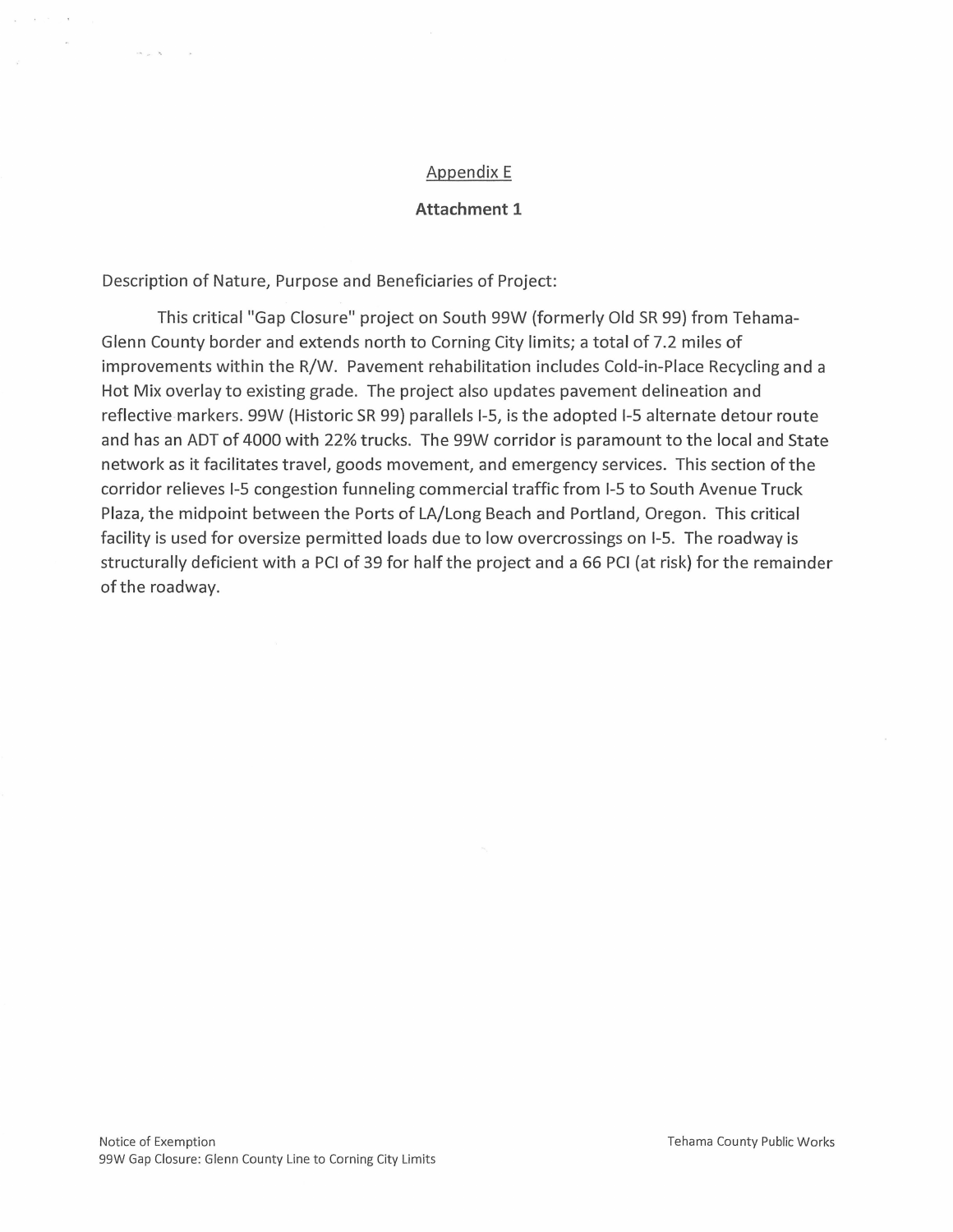Appendix E

**Attachment 1**

Description of Nature, Purpose and Beneficiaries of Project:

This critical "Gap Closure" project on South 99W (formerly Old SR 99) from Tehama-Glenn County border and extends north to Corning City limits; a total of 7.2 miles of improvements within the R/W. Pavement rehabilitation includes Cold-in-Place Recycling and a Hot Mix overlay to existing grade. The project also updates pavement delineation and reflective markers. 99W (Historic SR 99) parallels I-5, is the adopted I-5 alternate detour route and has an ADT of 4000 with 22% trucks. The 99W corridor is paramount to the local and State network as it facilitates travel, goods movement, and emergency services. This section of the corridor relieves I-5 congestion funneling commercial traffic from I-5 to South Avenue Truck Plaza, the midpoint between the Ports of LA/Long Beach and Portland, Oregon. This critical facility is used for oversize permitted loads due to low overcrossings on I-5. The roadway is structurally deficient with a PCI of 39 for half the project and a 66 PCI (at risk) for the remainder of the roadway.

Notice of Exemption
99W Gap Closure: Glenn County Line to Corning City Limits

Tehama County Public Works